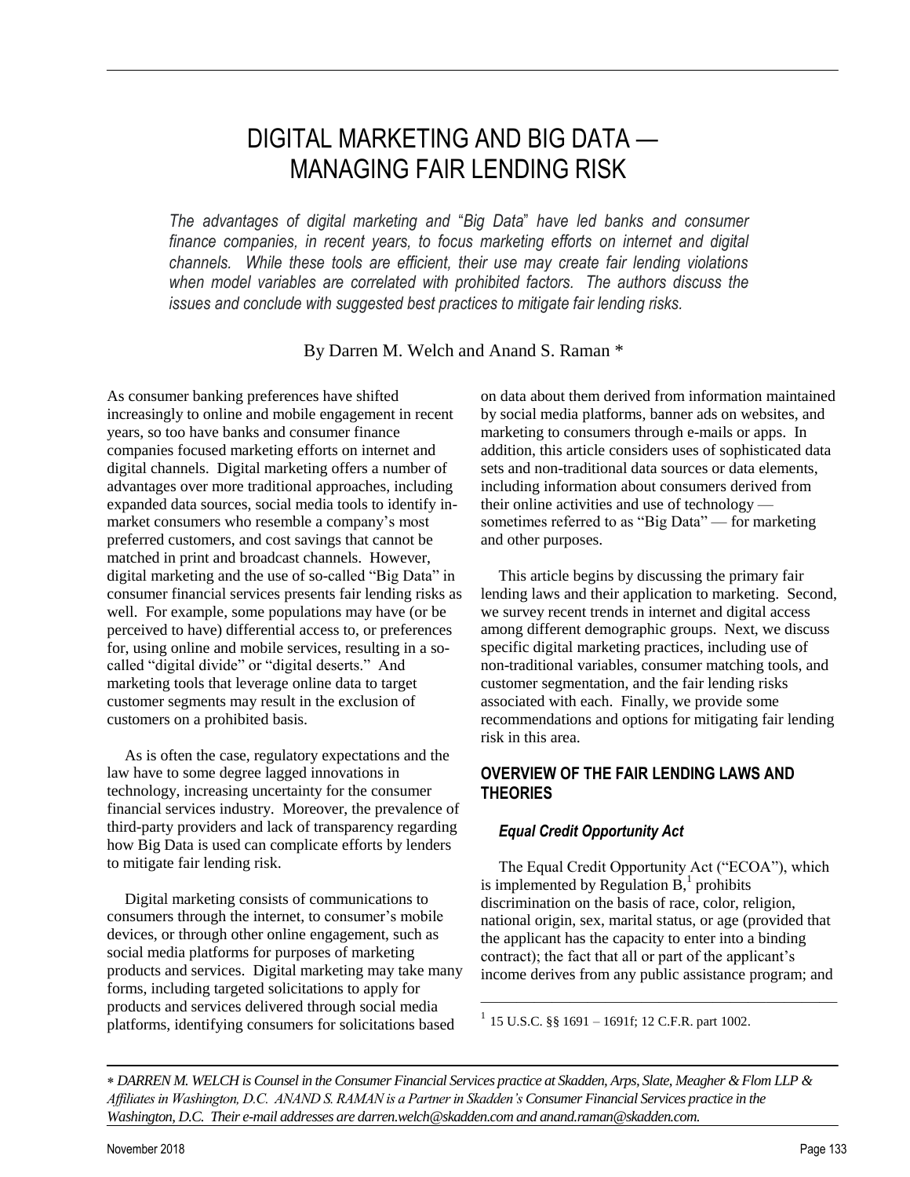# DIGITAL MARKETING AND BIG DATA — MANAGING FAIR LENDING RISK

*The advantages of digital marketing and "Big Data" have led banks and consumer finance companies, in recent years, to focus marketing efforts on internet and digital channels. While these tools are efficient, their use may create fair lending violations when model variables are correlated with prohibited factors. The authors discuss the issues and conclude with suggested best practices to mitigate fair lending risks.*

By Darren M. Welch and Anand S. Raman *

As consumer banking preferences have shifted increasingly to online and mobile engagement in recent years, so too have banks and consumer finance companies focused marketing efforts on internet and digital channels. Digital marketing offers a number of advantages over more traditional approaches, including expanded data sources, social media tools to identify in-market consumers who resemble a company's most preferred customers, and cost savings that cannot be matched in print and broadcast channels. However, digital marketing and the use of so-called "Big Data" in consumer financial services presents fair lending risks as well. For example, some populations may have (or be perceived to have) differential access to, or preferences for, using online and mobile services, resulting in a so-called "digital divide" or "digital deserts." And marketing tools that leverage online data to target customer segments may result in the exclusion of customers on a prohibited basis.

As is often the case, regulatory expectations and the law have to some degree lagged innovations in technology, increasing uncertainty for the consumer financial services industry. Moreover, the prevalence of third-party providers and lack of transparency regarding how Big Data is used can complicate efforts by lenders to mitigate fair lending risk.

Digital marketing consists of communications to consumers through the internet, to consumer's mobile devices, or through other online engagement, such as social media platforms for purposes of marketing products and services. Digital marketing may take many forms, including targeted solicitations to apply for products and services delivered through social media platforms, identifying consumers for solicitations based on data about them derived from information maintained by social media platforms, banner ads on websites, and marketing to consumers through e-mails or apps. In addition, this article considers uses of sophisticated data sets and non-traditional data sources or data elements, including information about consumers derived from their online activities and use of technology — sometimes referred to as "Big Data" — for marketing and other purposes.

This article begins by discussing the primary fair lending laws and their application to marketing. Second, we survey recent trends in internet and digital access among different demographic groups. Next, we discuss specific digital marketing practices, including use of non-traditional variables, consumer matching tools, and customer segmentation, and the fair lending risks associated with each. Finally, we provide some recommendations and options for mitigating fair lending risk in this area.

## OVERVIEW OF THE FAIR LENDING LAWS AND THEORIES

### *Equal Credit Opportunity Act*

The Equal Credit Opportunity Act ("ECOA"), which is implemented by Regulation B,[1] prohibits discrimination on the basis of race, color, religion, national origin, sex, marital status, or age (provided that the applicant has the capacity to enter into a binding contract); the fact that all or part of the applicant's income derives from any public assistance program; and

[1] 15 U.S.C. §§ 1691 – 1691f; 12 C.F.R. part 1002.

* *DARREN M. WELCH is Counsel in the Consumer Financial Services practice at Skadden, Arps, Slate, Meagher & Flom LLP & Affiliates in Washington, D.C. ANAND S. RAMAN is a Partner in Skadden's Consumer Financial Services practice in the Washington, D.C. Their e-mail addresses are darren.welch@skadden.com and anand.raman@skadden.com.*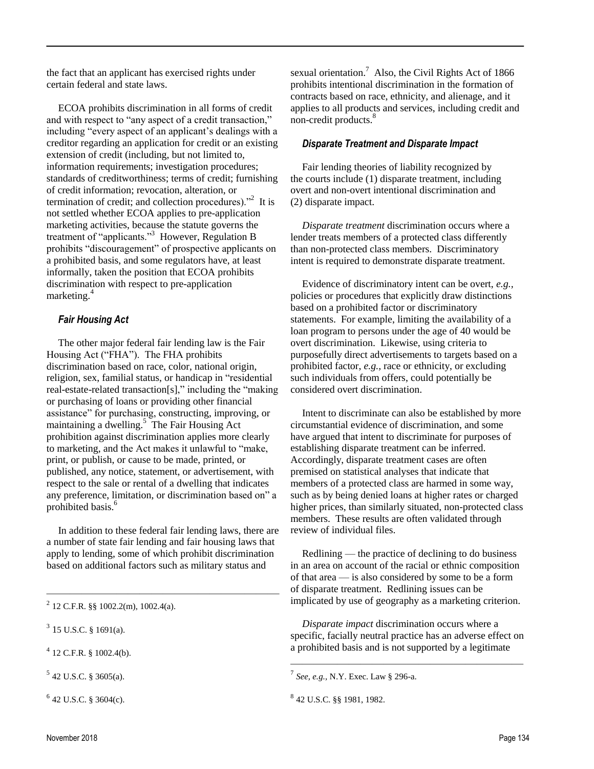the fact that an applicant has exercised rights under certain federal and state laws.

ECOA prohibits discrimination in all forms of credit and with respect to "any aspect of a credit transaction," including "every aspect of an applicant's dealings with a creditor regarding an application for credit or an existing extension of credit (including, but not limited to, information requirements; investigation procedures; standards of creditworthiness; terms of credit; furnishing of credit information; revocation, alteration, or termination of credit; and collection procedures)."[2] It is not settled whether ECOA applies to pre-application marketing activities, because the statute governs the treatment of "applicants."[3] However, Regulation B prohibits "discouragement" of prospective applicants on a prohibited basis, and some regulators have, at least informally, taken the position that ECOA prohibits discrimination with respect to pre-application marketing.[4]

### *Fair Housing Act*

The other major federal fair lending law is the Fair Housing Act ("FHA"). The FHA prohibits discrimination based on race, color, national origin, religion, sex, familial status, or handicap in "residential real-estate-related transaction[s]," including the "making or purchasing of loans or providing other financial assistance" for purchasing, constructing, improving, or maintaining a dwelling.[5] The Fair Housing Act prohibition against discrimination applies more clearly to marketing, and the Act makes it unlawful to "make, print, or publish, or cause to be made, printed, or published, any notice, statement, or advertisement, with respect to the sale or rental of a dwelling that indicates any preference, limitation, or discrimination based on" a prohibited basis.[6]

In addition to these federal fair lending laws, there are a number of state fair lending and fair housing laws that apply to lending, some of which prohibit discrimination based on additional factors such as military status and sexual orientation.[7] Also, the Civil Rights Act of 1866 prohibits intentional discrimination in the formation of contracts based on race, ethnicity, and alienage, and it applies to all products and services, including credit and non-credit products.[8]

### *Disparate Treatment and Disparate Impact*

Fair lending theories of liability recognized by the courts include (1) disparate treatment, including overt and non-overt intentional discrimination and (2) disparate impact.

*Disparate treatment* discrimination occurs where a lender treats members of a protected class differently than non-protected class members. Discriminatory intent is required to demonstrate disparate treatment.

Evidence of discriminatory intent can be overt, *e.g.*, policies or procedures that explicitly draw distinctions based on a prohibited factor or discriminatory statements. For example, limiting the availability of a loan program to persons under the age of 40 would be overt discrimination. Likewise, using criteria to purposefully direct advertisements to targets based on a prohibited factor, *e.g.*, race or ethnicity, or excluding such individuals from offers, could potentially be considered overt discrimination.

Intent to discriminate can also be established by more circumstantial evidence of discrimination, and some have argued that intent to discriminate for purposes of establishing disparate treatment can be inferred. Accordingly, disparate treatment cases are often premised on statistical analyses that indicate that members of a protected class are harmed in some way, such as by being denied loans at higher rates or charged higher prices, than similarly situated, non-protected class members. These results are often validated through review of individual files.

Redlining — the practice of declining to do business in an area on account of the racial or ethnic composition of that area — is also considered by some to be a form of disparate treatment. Redlining issues can be implicated by use of geography as a marketing criterion.

*Disparate impact* discrimination occurs where a specific, facially neutral practice has an adverse effect on a prohibited basis and is not supported by a legitimate

---

[2] 12 C.F.R. §§ 1002.2(m), 1002.4(a).

[3] 15 U.S.C. § 1691(a).

[4] 12 C.F.R. § 1002.4(b).

[5] 42 U.S.C. § 3605(a).

[6] 42 U.S.C. § 3604(c).

[7] *See, e.g.*, N.Y. Exec. Law § 296-a.

[8] 42 U.S.C. §§ 1981, 1982.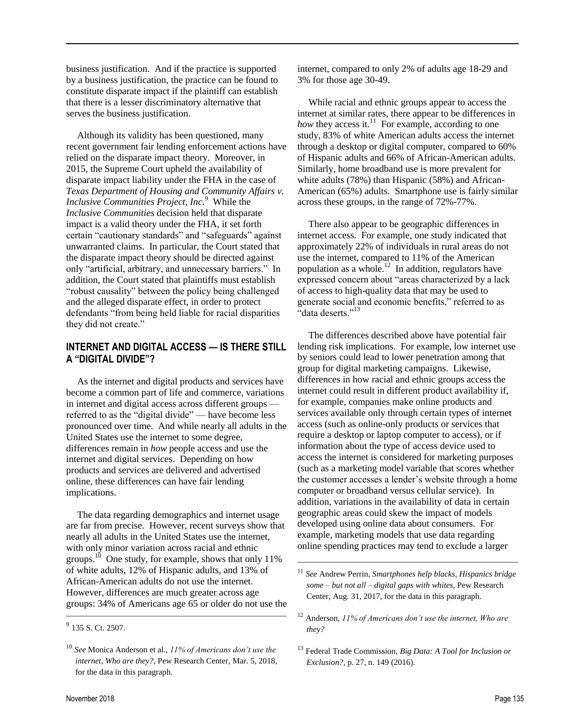business justification. And if the practice is supported by a business justification, the practice can be found to constitute disparate impact if the plaintiff can establish that there is a lesser discriminatory alternative that serves the business justification.

Although its validity has been questioned, many recent government fair lending enforcement actions have relied on the disparate impact theory. Moreover, in 2015, the Supreme Court upheld the availability of disparate impact liability under the FHA in the case of *Texas Department of Housing and Community Affairs v. Inclusive Communities Project, Inc.*[9] While the *Inclusive Communities* decision held that disparate impact is a valid theory under the FHA, it set forth certain "cautionary standards" and "safeguards" against unwarranted claims. In particular, the Court stated that the disparate impact theory should be directed against only "artificial, arbitrary, and unnecessary barriers." In addition, the Court stated that plaintiffs must establish "robust causality" between the policy being challenged and the alleged disparate effect, in order to protect defendants "from being held liable for racial disparities they did not create."

## INTERNET AND DIGITAL ACCESS — IS THERE STILL A "DIGITAL DIVIDE"?

As the internet and digital products and services have become a common part of life and commerce, variations in internet and digital access across different groups — referred to as the "digital divide" — have become less pronounced over time. And while nearly all adults in the United States use the internet to some degree, differences remain in *how* people access and use the internet and digital services. Depending on how products and services are delivered and advertised online, these differences can have fair lending implications.

The data regarding demographics and internet usage are far from precise. However, recent surveys show that nearly all adults in the United States use the internet, with only minor variation across racial and ethnic groups.[10] One study, for example, shows that only 11% of white adults, 12% of Hispanic adults, and 13% of African-American adults do not use the internet. However, differences are much greater across age groups: 34% of Americans age 65 or older do not use the internet, compared to only 2% of adults age 18-29 and 3% for those age 30-49.

While racial and ethnic groups appear to access the internet at similar rates, there appear to be differences in *how* they access it.[11] For example, according to one study, 83% of white American adults access the internet through a desktop or digital computer, compared to 60% of Hispanic adults and 66% of African-American adults. Similarly, home broadband use is more prevalent for white adults (78%) than Hispanic (58%) and African-American (65%) adults. Smartphone use is fairly similar across these groups, in the range of 72%-77%.

There also appear to be geographic differences in internet access. For example, one study indicated that approximately 22% of individuals in rural areas do not use the internet, compared to 11% of the American population as a whole.[12] In addition, regulators have expressed concern about "areas characterized by a lack of access to high-quality data that may be used to generate social and economic benefits," referred to as "data deserts."[13]

The differences described above have potential fair lending risk implications. For example, low internet use by seniors could lead to lower penetration among that group for digital marketing campaigns. Likewise, differences in how racial and ethnic groups access the internet could result in different product availability if, for example, companies make online products and services available only through certain types of internet access (such as online-only products or services that require a desktop or laptop computer to access), or if information about the type of access device used to access the internet is considered for marketing purposes (such as a marketing model variable that scores whether the customer accesses a lender's website through a home computer or broadband versus cellular service). In addition, variations in the availability of data in certain geographic areas could skew the impact of models developed using online data about consumers. For example, marketing models that use data regarding online spending practices may tend to exclude a larger

---

[9] 135 S. Ct. 2507.

[10] *See* Monica Anderson et al., *11% of Americans don't use the internet, Who are they?*, Pew Research Center, Mar. 5, 2018, for the data in this paragraph.

[11] *See* Andrew Perrin, *Smartphones help blacks, Hispanics bridge some – but not all – digital gaps with whites*, Pew Research Center, Aug. 31, 2017, for the data in this paragraph.

[12] Anderson, *11% of Americans don't use the internet, Who are they?*

[13] Federal Trade Commission, *Big Data: A Tool for Inclusion or Exclusion?*, p. 27, n. 149 (2016).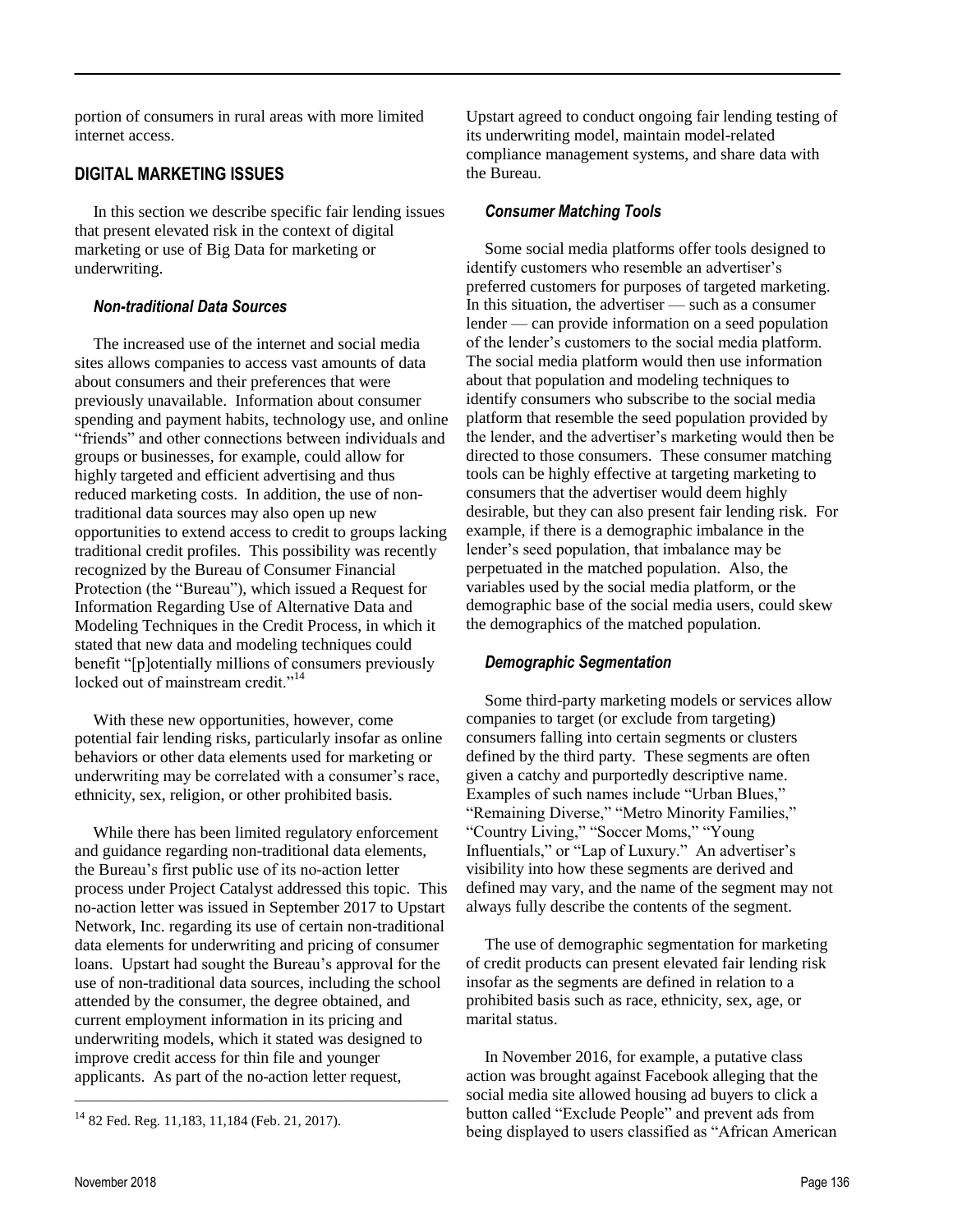portion of consumers in rural areas with more limited internet access.

## DIGITAL MARKETING ISSUES

In this section we describe specific fair lending issues that present elevated risk in the context of digital marketing or use of Big Data for marketing or underwriting.

### *Non-traditional Data Sources*

The increased use of the internet and social media sites allows companies to access vast amounts of data about consumers and their preferences that were previously unavailable. Information about consumer spending and payment habits, technology use, and online "friends" and other connections between individuals and groups or businesses, for example, could allow for highly targeted and efficient advertising and thus reduced marketing costs. In addition, the use of non-traditional data sources may also open up new opportunities to extend access to credit to groups lacking traditional credit profiles. This possibility was recently recognized by the Bureau of Consumer Financial Protection (the "Bureau"), which issued a Request for Information Regarding Use of Alternative Data and Modeling Techniques in the Credit Process, in which it stated that new data and modeling techniques could benefit "[p]otentially millions of consumers previously locked out of mainstream credit."[14]

With these new opportunities, however, come potential fair lending risks, particularly insofar as online behaviors or other data elements used for marketing or underwriting may be correlated with a consumer's race, ethnicity, sex, religion, or other prohibited basis.

While there has been limited regulatory enforcement and guidance regarding non-traditional data elements, the Bureau's first public use of its no-action letter process under Project Catalyst addressed this topic. This no-action letter was issued in September 2017 to Upstart Network, Inc. regarding its use of certain non-traditional data elements for underwriting and pricing of consumer loans. Upstart had sought the Bureau's approval for the use of non-traditional data sources, including the school attended by the consumer, the degree obtained, and current employment information in its pricing and underwriting models, which it stated was designed to improve credit access for thin file and younger applicants. As part of the no-action letter request, Upstart agreed to conduct ongoing fair lending testing of its underwriting model, maintain model-related compliance management systems, and share data with the Bureau.

### *Consumer Matching Tools*

Some social media platforms offer tools designed to identify customers who resemble an advertiser's preferred customers for purposes of targeted marketing. In this situation, the advertiser — such as a consumer lender — can provide information on a seed population of the lender's customers to the social media platform. The social media platform would then use information about that population and modeling techniques to identify consumers who subscribe to the social media platform that resemble the seed population provided by the lender, and the advertiser's marketing would then be directed to those consumers. These consumer matching tools can be highly effective at targeting marketing to consumers that the advertiser would deem highly desirable, but they can also present fair lending risk. For example, if there is a demographic imbalance in the lender's seed population, that imbalance may be perpetuated in the matched population. Also, the variables used by the social media platform, or the demographic base of the social media users, could skew the demographics of the matched population.

### *Demographic Segmentation*

Some third-party marketing models or services allow companies to target (or exclude from targeting) consumers falling into certain segments or clusters defined by the third party. These segments are often given a catchy and purportedly descriptive name. Examples of such names include "Urban Blues," "Remaining Diverse," "Metro Minority Families," "Country Living," "Soccer Moms," "Young Influentials," or "Lap of Luxury." An advertiser's visibility into how these segments are derived and defined may vary, and the name of the segment may not always fully describe the contents of the segment.

The use of demographic segmentation for marketing of credit products can present elevated fair lending risk insofar as the segments are defined in relation to a prohibited basis such as race, ethnicity, sex, age, or marital status.

In November 2016, for example, a putative class action was brought against Facebook alleging that the social media site allowed housing ad buyers to click a button called "Exclude People" and prevent ads from being displayed to users classified as "African American

---

[14] 82 Fed. Reg. 11,183, 11,184 (Feb. 21, 2017).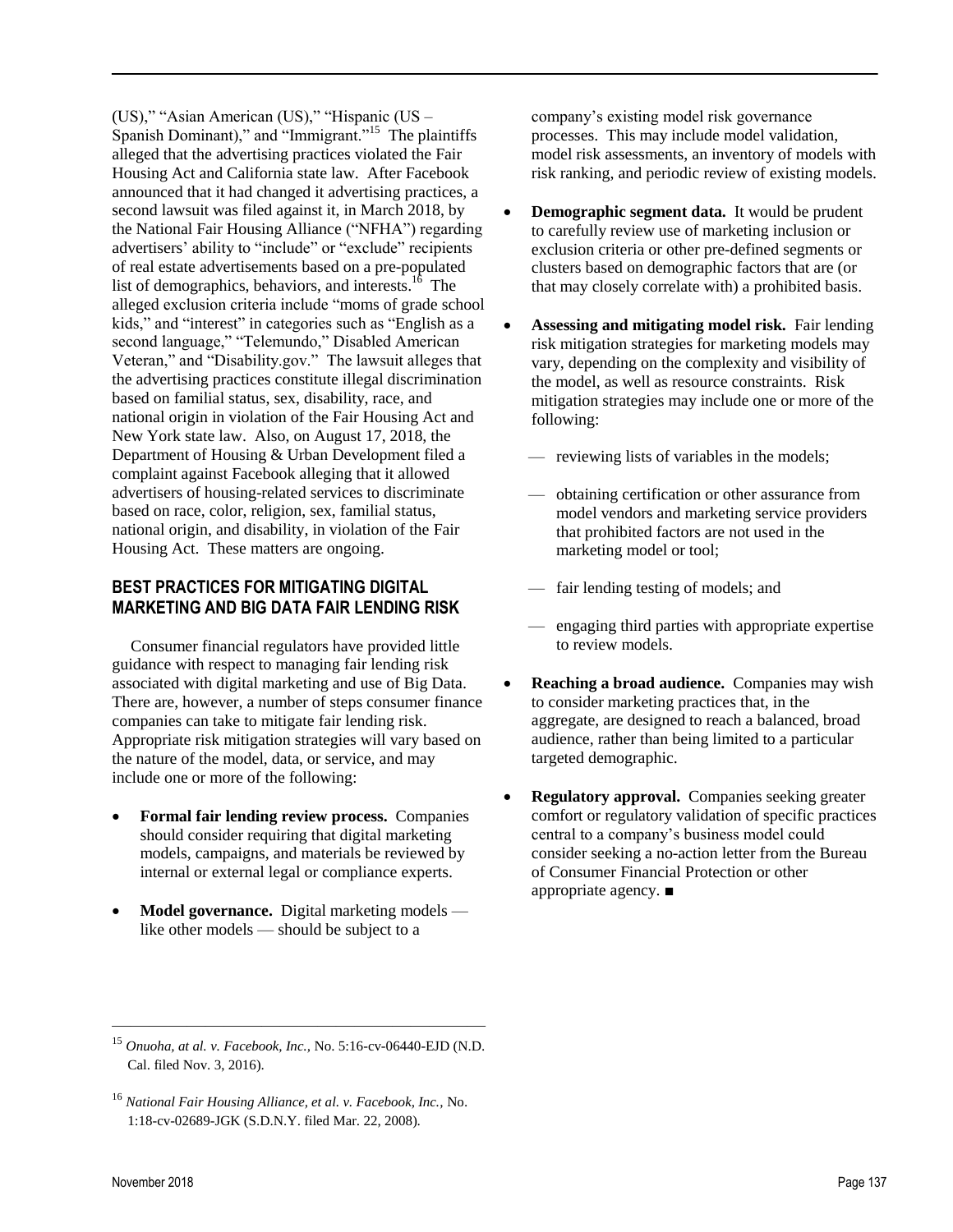(US)," "Asian American (US)," "Hispanic (US – Spanish Dominant)," and "Immigrant."[15] The plaintiffs alleged that the advertising practices violated the Fair Housing Act and California state law. After Facebook announced that it had changed it advertising practices, a second lawsuit was filed against it, in March 2018, by the National Fair Housing Alliance ("NFHA") regarding advertisers' ability to "include" or "exclude" recipients of real estate advertisements based on a pre-populated list of demographics, behaviors, and interests.[16] The alleged exclusion criteria include "moms of grade school kids," and "interest" in categories such as "English as a second language," "Telemundo," Disabled American Veteran," and "Disability.gov." The lawsuit alleges that the advertising practices constitute illegal discrimination based on familial status, sex, disability, race, and national origin in violation of the Fair Housing Act and New York state law. Also, on August 17, 2018, the Department of Housing & Urban Development filed a complaint against Facebook alleging that it allowed advertisers of housing-related services to discriminate based on race, color, religion, sex, familial status, national origin, and disability, in violation of the Fair Housing Act. These matters are ongoing.

## BEST PRACTICES FOR MITIGATING DIGITAL MARKETING AND BIG DATA FAIR LENDING RISK

Consumer financial regulators have provided little guidance with respect to managing fair lending risk associated with digital marketing and use of Big Data. There are, however, a number of steps consumer finance companies can take to mitigate fair lending risk. Appropriate risk mitigation strategies will vary based on the nature of the model, data, or service, and may include one or more of the following:

- **Formal fair lending review process.** Companies should consider requiring that digital marketing models, campaigns, and materials be reviewed by internal or external legal or compliance experts.
- **Model governance.** Digital marketing models — like other models — should be subject to a company's existing model risk governance processes. This may include model validation, model risk assessments, an inventory of models with risk ranking, and periodic review of existing models.
- **Demographic segment data.** It would be prudent to carefully review use of marketing inclusion or exclusion criteria or other pre-defined segments or clusters based on demographic factors that are (or that may closely correlate with) a prohibited basis.
- **Assessing and mitigating model risk.** Fair lending risk mitigation strategies for marketing models may vary, depending on the complexity and visibility of the model, as well as resource constraints. Risk mitigation strategies may include one or more of the following:
  - reviewing lists of variables in the models;
  - obtaining certification or other assurance from model vendors and marketing service providers that prohibited factors are not used in the marketing model or tool;
  - fair lending testing of models; and
  - engaging third parties with appropriate expertise to review models.
- **Reaching a broad audience.** Companies may wish to consider marketing practices that, in the aggregate, are designed to reach a balanced, broad audience, rather than being limited to a particular targeted demographic.
- **Regulatory approval.** Companies seeking greater comfort or regulatory validation of specific practices central to a company's business model could consider seeking a no-action letter from the Bureau of Consumer Financial Protection or other appropriate agency. ■

---

[15] *Onuoha, at al. v. Facebook, Inc.*, No. 5:16-cv-06440-EJD (N.D. Cal. filed Nov. 3, 2016).

[16] *National Fair Housing Alliance, et al. v. Facebook, Inc.*, No. 1:18-cv-02689-JGK (S.D.N.Y. filed Mar. 22, 2008).